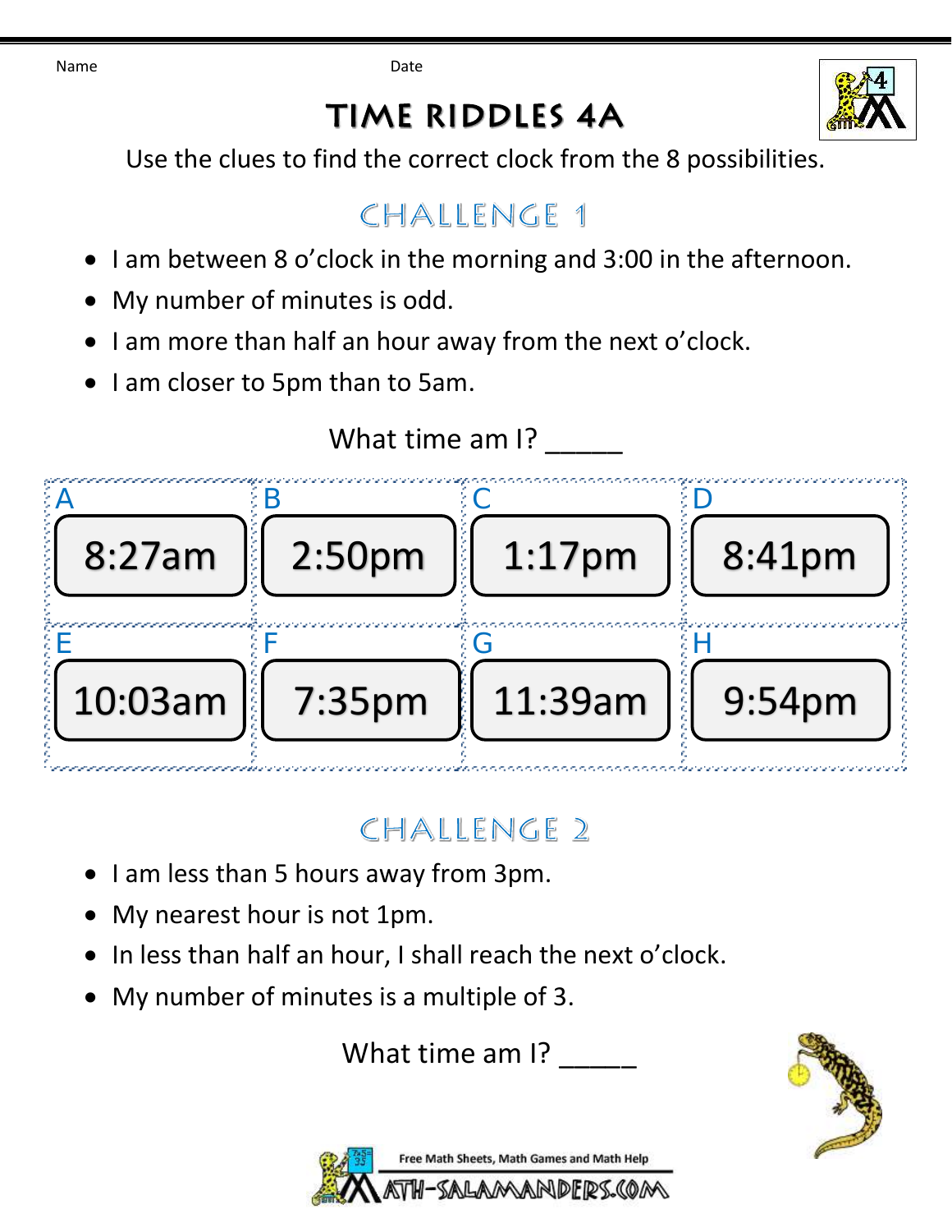Name Date

# TIME RIDDLES 4A

Use the clues to find the correct clock from the 8 possibilities.

## CHALLENGE 1

- I am between 8 o'clock in the morning and 3:00 in the afternoon.
- My number of minutes is odd.
- I am more than half an hour away from the next o'clock.
- I am closer to 5pm than to 5am.

What time am I? _____

| A | B | C | D |
|---|---|---|---|
| 8:27am | 2:50pm | 1:17pm | 8:41pm |
| **E** | **F** | **G** | **H** |
| 10:03am | 7:35pm | 11:39am | 9:54pm |

## CHALLENGE 2

- I am less than 5 hours away from 3pm.
- My nearest hour is not 1pm.
- In less than half an hour, I shall reach the next o'clock.
- My number of minutes is a multiple of 3.

What time am I? _____

Free Math Sheets, Math Games and Math Help
MATH-SALAMANDERS.COM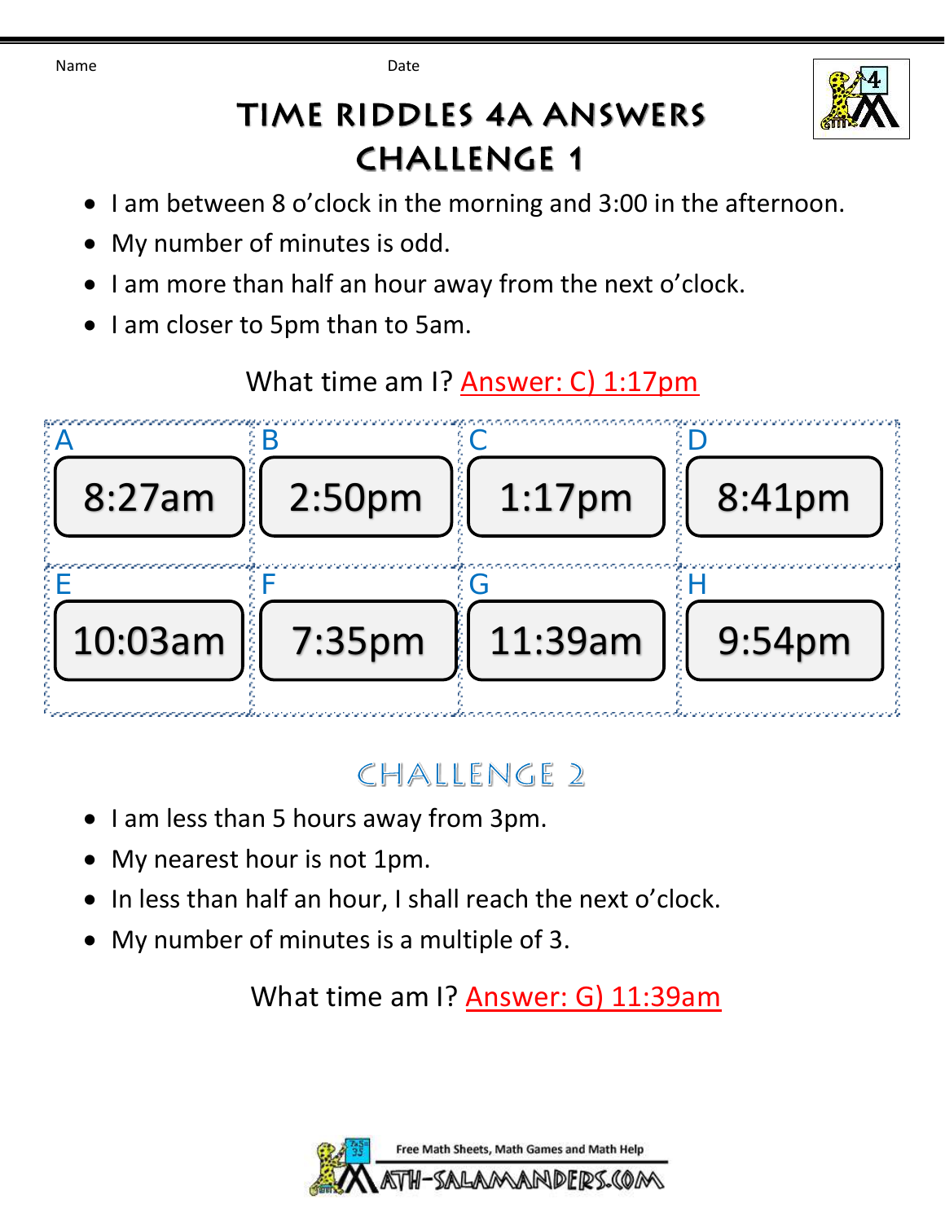Name Date

# Time Riddles 4A Answers
## Challenge 1

- I am between 8 o'clock in the morning and 3:00 in the afternoon.
- My number of minutes is odd.
- I am more than half an hour away from the next o'clock.
- I am closer to 5pm than to 5am.

What time am I? Answer: C) 1:17pm

| | | | |
|---|---|---|---|
| A 8:27am | B 2:50pm | C 1:17pm | D 8:41pm |
| E 10:03am | F 7:35pm | G 11:39am | H 9:54pm |

## Challenge 2

- I am less than 5 hours away from 3pm.
- My nearest hour is not 1pm.
- In less than half an hour, I shall reach the next o'clock.
- My number of minutes is a multiple of 3.

What time am I? Answer: G) 11:39am

Free Math Sheets, Math Games and Math Help
MATH-SALAMANDERS.COM